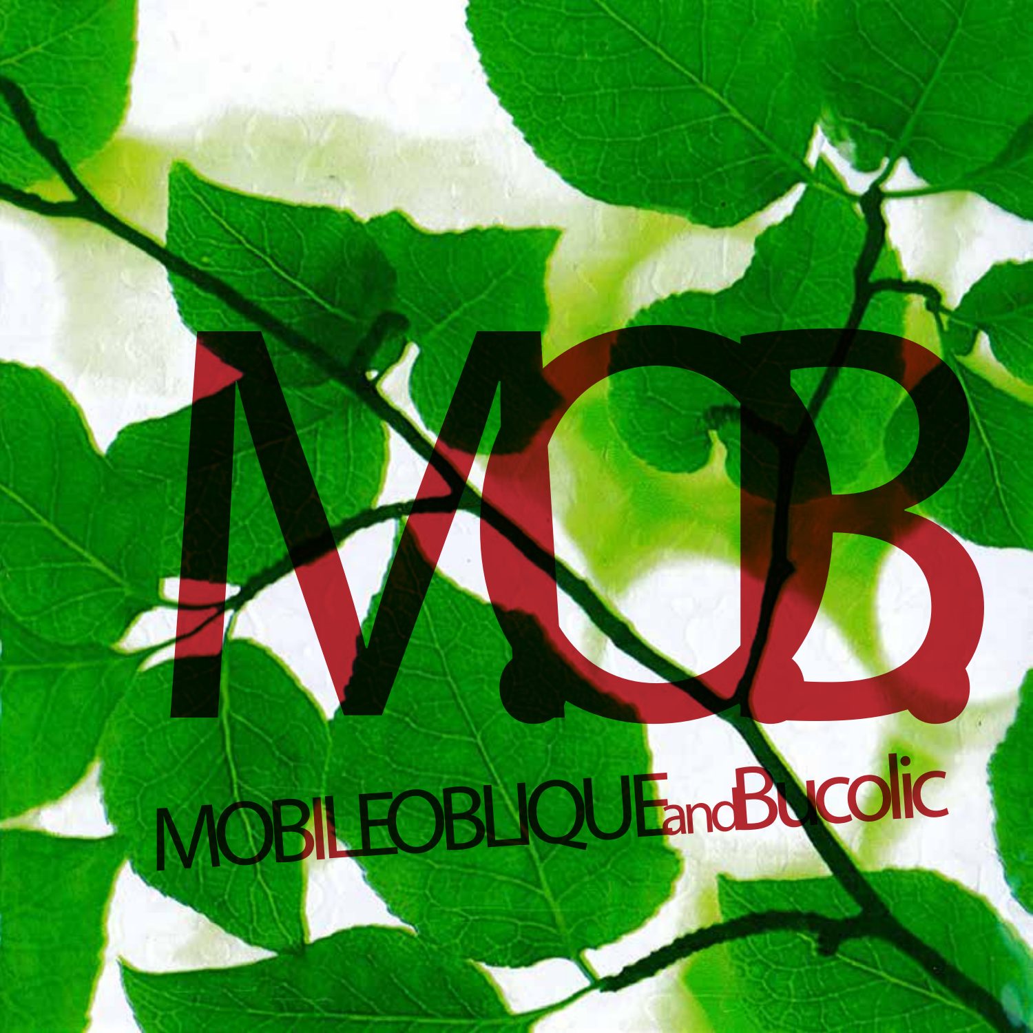# MOB

MOBILEOBLIQUE and Bucolic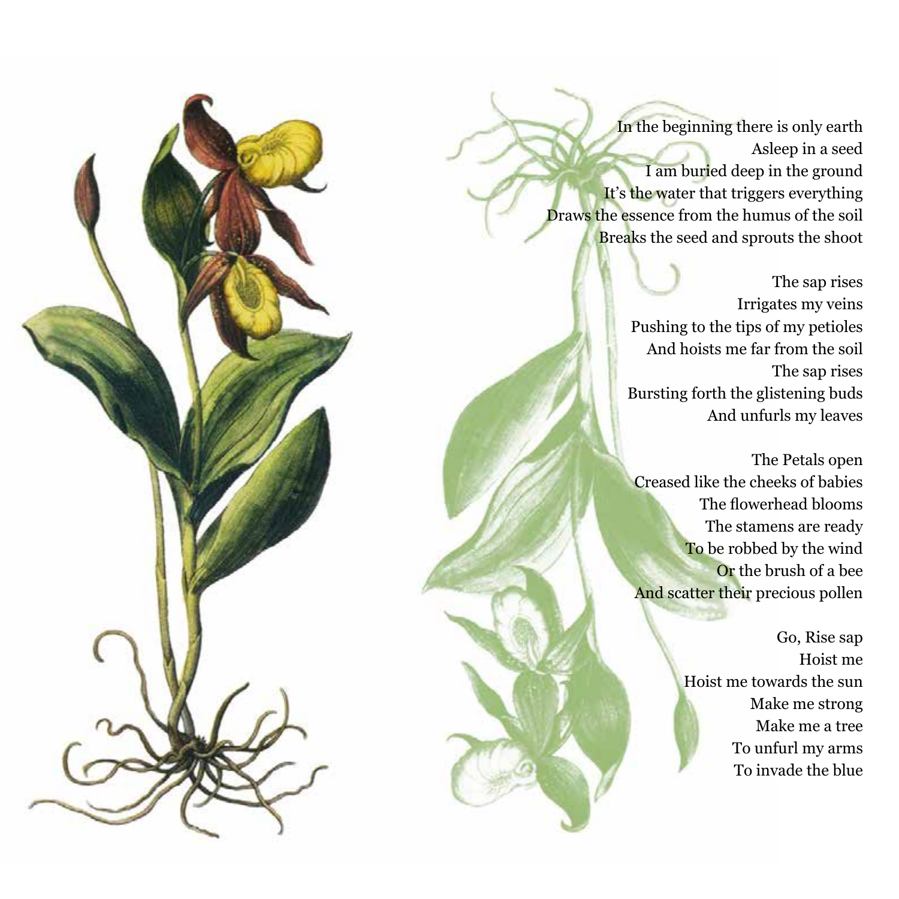In the beginning there is only earth
Asleep in a seed
I am buried deep in the ground
It's the water that triggers everything
Draws the essence from the humus of the soil
Breaks the seed and sprouts the shoot

The sap rises
Irrigates my veins
Pushing to the tips of my petioles
And hoists me far from the soil
The sap rises
Bursting forth the glistening buds
And unfurls my leaves

The Petals open
Creased like the cheeks of babies
The flowerhead blooms
The stamens are ready
To be robbed by the wind
Or the brush of a bee
And scatter their precious pollen

Go, Rise sap
Hoist me
Hoist me towards the sun
Make me strong
Make me a tree
To unfurl my arms
To invade the blue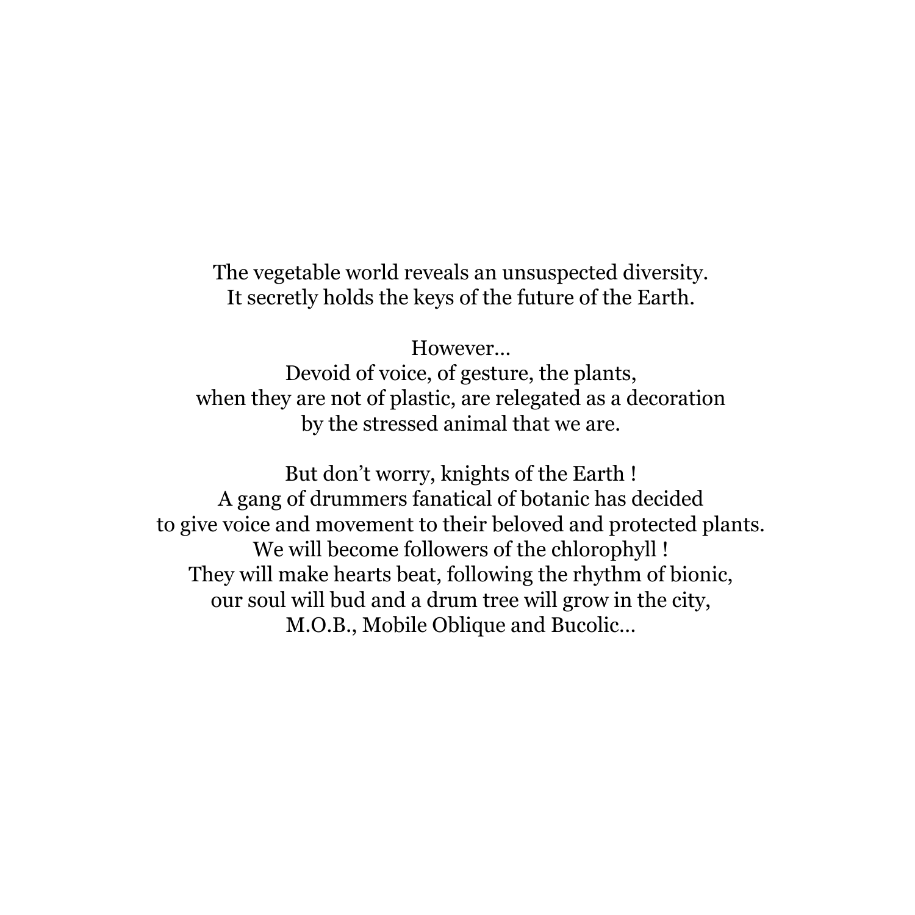The vegetable world reveals an unsuspected diversity.
It secretly holds the keys of the future of the Earth.

However…
Devoid of voice, of gesture, the plants,
when they are not of plastic, are relegated as a decoration
by the stressed animal that we are.

But don't worry, knights of the Earth !
A gang of drummers fanatical of botanic has decided
to give voice and movement to their beloved and protected plants.
We will become followers of the chlorophyll !
They will make hearts beat, following the rhythm of bionic,
our soul will bud and a drum tree will grow in the city,
M.O.B., Mobile Oblique and Bucolic…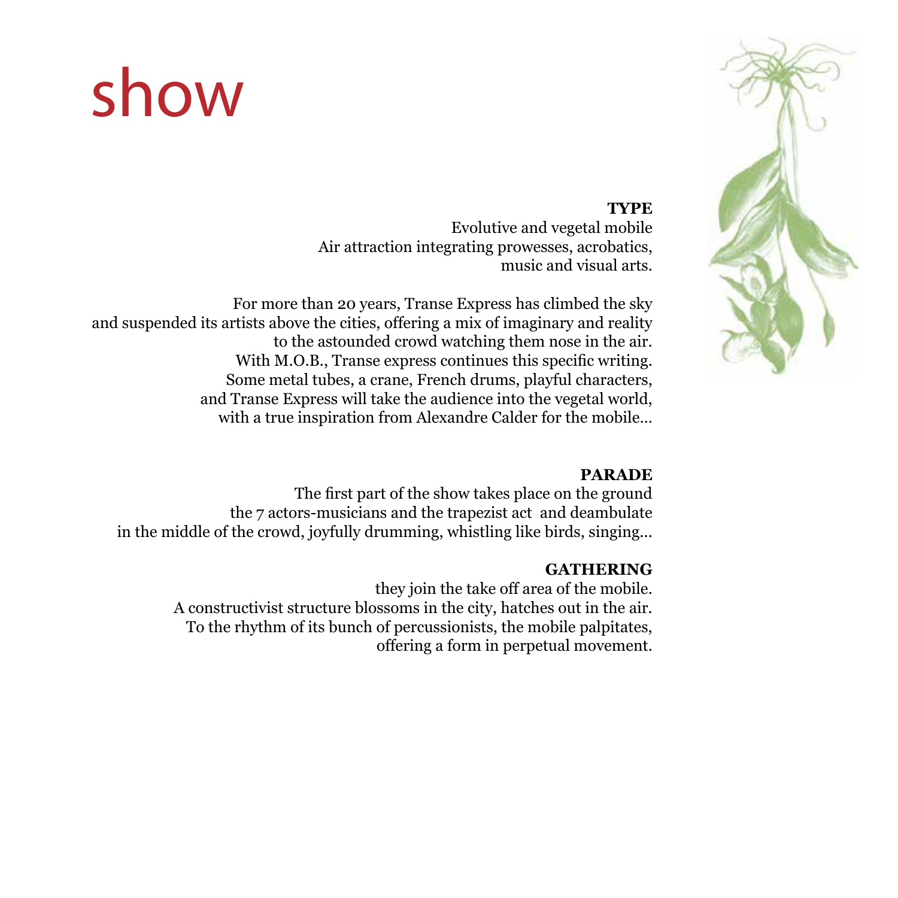# show

**TYPE**

Evolutive and vegetal mobile
Air attraction integrating prowesses, acrobatics,
music and visual arts.

For more than 20 years, Transe Express has climbed the sky
and suspended its artists above the cities, offering a mix of imaginary and reality
to the astounded crowd watching them nose in the air.
With M.O.B., Transe express continues this specific writing.
Some metal tubes, a crane, French drums, playful characters,
and Transe Express will take the audience into the vegetal world,
with a true inspiration from Alexandre Calder for the mobile...

**PARADE**

The first part of the show takes place on the ground
the 7 actors-musicians and the trapezist act and deambulate
in the middle of the crowd, joyfully drumming, whistling like birds, singing...

**GATHERING**

they join the take off area of the mobile.
A constructivist structure blossoms in the city, hatches out in the air.
To the rhythm of its bunch of percussionists, the mobile palpitates,
offering a form in perpetual movement.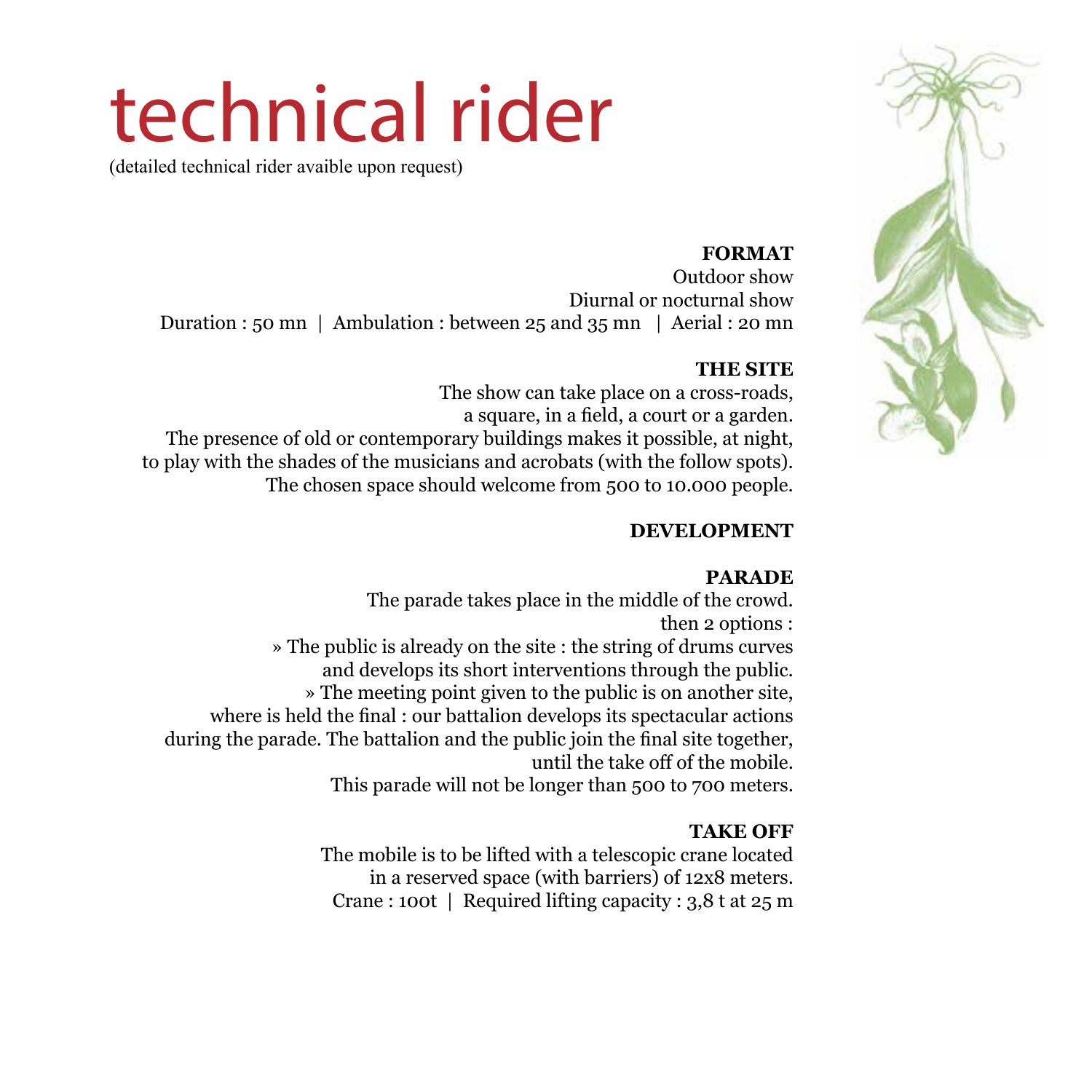# technical rider

(detailed technical rider avaible upon request)

**FORMAT**

Outdoor show
Diurnal or nocturnal show
Duration : 50 mn | Ambulation : between 25 and 35 mn | Aerial : 20 mn

**THE SITE**

The show can take place on a cross-roads,
a square, in a field, a court or a garden.
The presence of old or contemporary buildings makes it possible, at night,
to play with the shades of the musicians and acrobats (with the follow spots).
The chosen space should welcome from 500 to 10.000 people.

**DEVELOPMENT**

**PARADE**

The parade takes place in the middle of the crowd.
then 2 options :
» The public is already on the site : the string of drums curves
and develops its short interventions through the public.
» The meeting point given to the public is on another site,
where is held the final : our battalion develops its spectacular actions
during the parade. The battalion and the public join the final site together,
until the take off of the mobile.
This parade will not be longer than 500 to 700 meters.

**TAKE OFF**

The mobile is to be lifted with a telescopic crane located
in a reserved space (with barriers) of 12x8 meters.
Crane : 100t | Required lifting capacity : 3,8 t at 25 m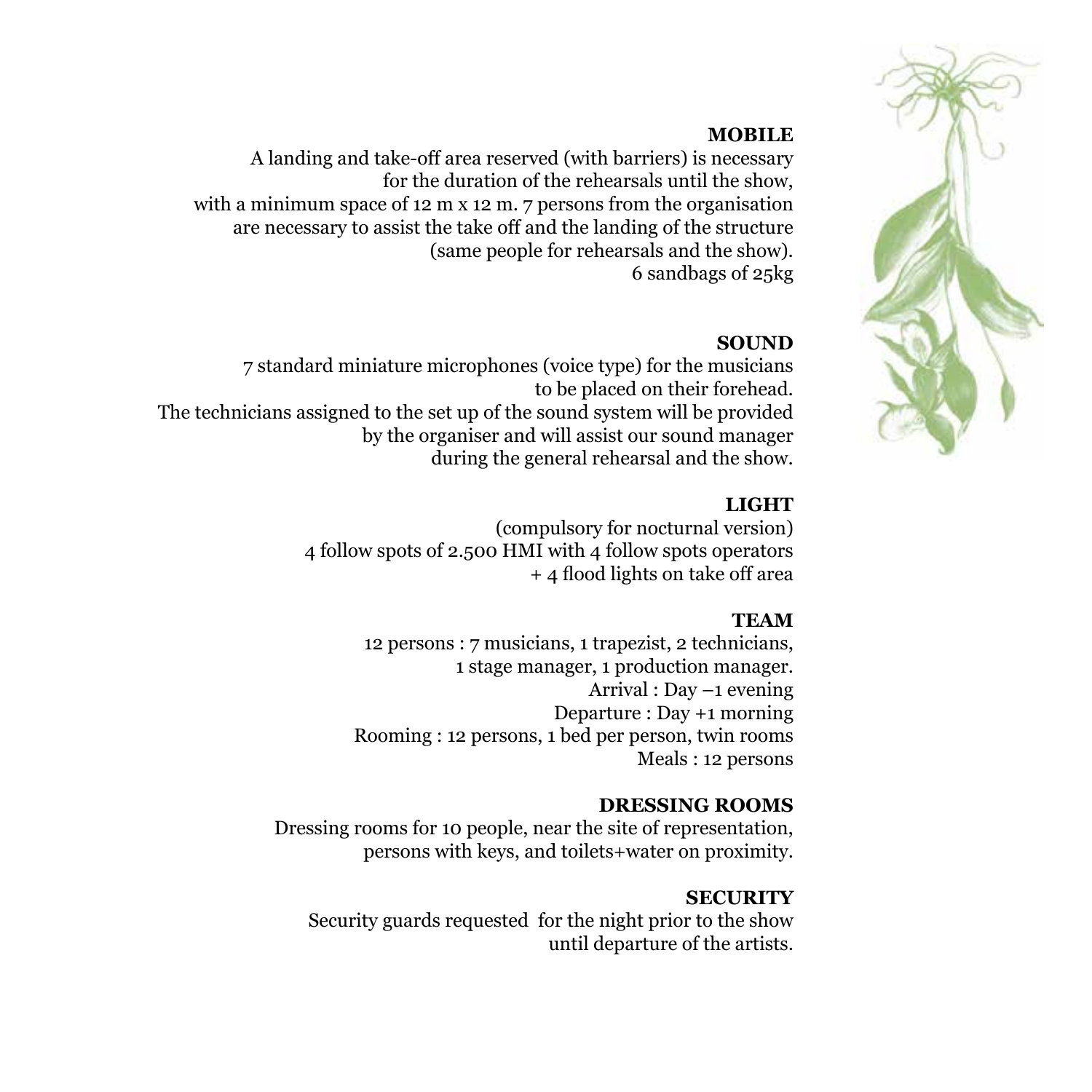**MOBILE**

A landing and take-off area reserved (with barriers) is necessary for the duration of the rehearsals until the show, with a minimum space of 12 m x 12 m. 7 persons from the organisation are necessary to assist the take off and the landing of the structure (same people for rehearsals and the show).
6 sandbags of 25kg

**SOUND**

7 standard miniature microphones (voice type) for the musicians to be placed on their forehead.
The technicians assigned to the set up of the sound system will be provided by the organiser and will assist our sound manager during the general rehearsal and the show.

**LIGHT**

(compulsory for nocturnal version)
4 follow spots of 2.500 HMI with 4 follow spots operators
+ 4 flood lights on take off area

**TEAM**

12 persons : 7 musicians, 1 trapezist, 2 technicians, 1 stage manager, 1 production manager.
Arrival : Day –1 evening
Departure : Day +1 morning
Rooming : 12 persons, 1 bed per person, twin rooms
Meals : 12 persons

**DRESSING ROOMS**

Dressing rooms for 10 people, near the site of representation, persons with keys, and toilets+water on proximity.

**SECURITY**

Security guards requested for the night prior to the show until departure of the artists.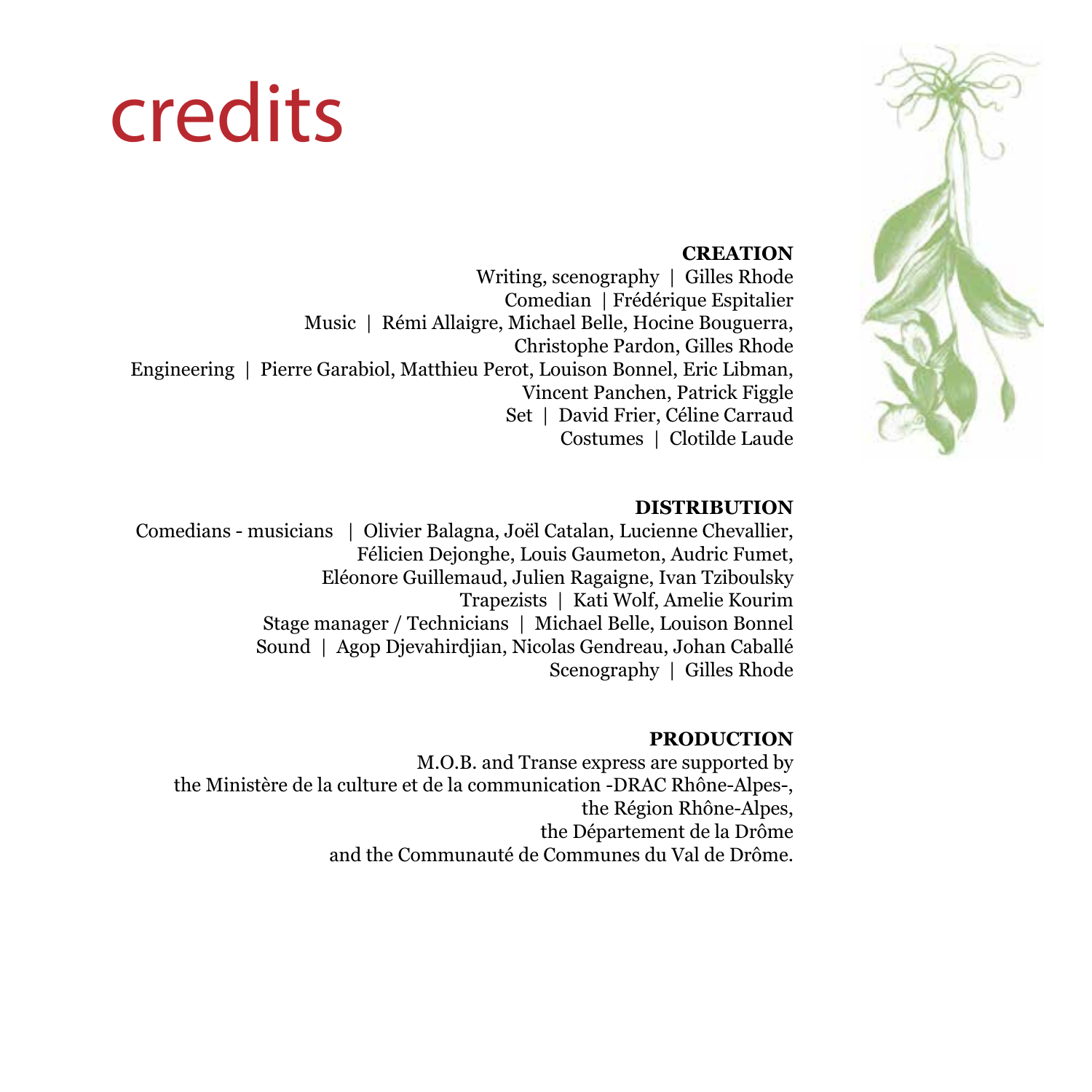# credits

**CREATION**

Writing, scenography | Gilles Rhode
Comedian | Frédérique Espitalier
Music | Rémi Allaigre, Michael Belle, Hocine Bouguerra, Christophe Pardon, Gilles Rhode
Engineering | Pierre Garabiol, Matthieu Perot, Louison Bonnel, Eric Libman, Vincent Panchen, Patrick Figgle
Set | David Frier, Céline Carraud
Costumes | Clotilde Laude

**DISTRIBUTION**

Comedians - musicians | Olivier Balagna, Joël Catalan, Lucienne Chevallier, Félicien Dejonghe, Louis Gaumeton, Audric Fumet, Eléonore Guillemaud, Julien Ragaigne, Ivan Tziboulsky
Trapezists | Kati Wolf, Amelie Kourim
Stage manager / Technicians | Michael Belle, Louison Bonnel
Sound | Agop Djevahirdjian, Nicolas Gendreau, Johan Caballé
Scenography | Gilles Rhode

**PRODUCTION**

M.O.B. and Transe express are supported by the Ministère de la culture et de la communication -DRAC Rhône-Alpes-, the Région Rhône-Alpes, the Département de la Drôme and the Communauté de Communes du Val de Drôme.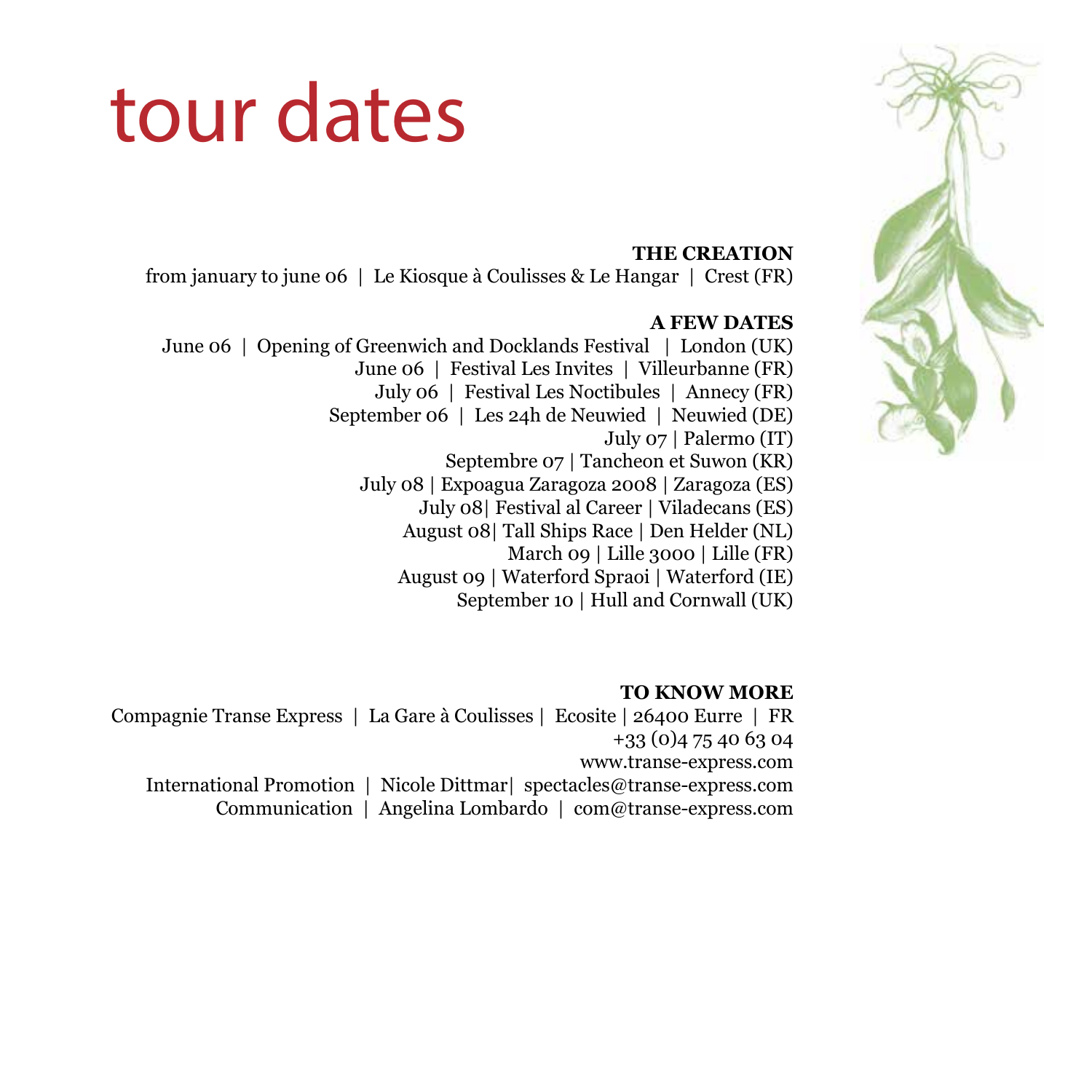# tour dates

**THE CREATION**

from january to june 06 | Le Kiosque à Coulisses & Le Hangar | Crest (FR)

**A FEW DATES**

June 06 | Opening of Greenwich and Docklands Festival | London (UK)
June 06 | Festival Les Invites | Villeurbanne (FR)
July 06 | Festival Les Noctibules | Annecy (FR)
September 06 | Les 24h de Neuwied | Neuwied (DE)
July 07 | Palermo (IT)
Septembre 07 | Tancheon et Suwon (KR)
July 08 | Expoagua Zaragoza 2008 | Zaragoza (ES)
July 08| Festival al Career | Viladecans (ES)
August 08| Tall Ships Race | Den Helder (NL)
March 09 | Lille 3000 | Lille (FR)
August 09 | Waterford Spraoi | Waterford (IE)
September 10 | Hull and Cornwall (UK)

**TO KNOW MORE**

Compagnie Transe Express | La Gare à Coulisses | Ecosite | 26400 Eurre | FR
+33 (0)4 75 40 63 04
www.transe-express.com
International Promotion | Nicole Dittmar| spectacles@transe-express.com
Communication | Angelina Lombardo | com@transe-express.com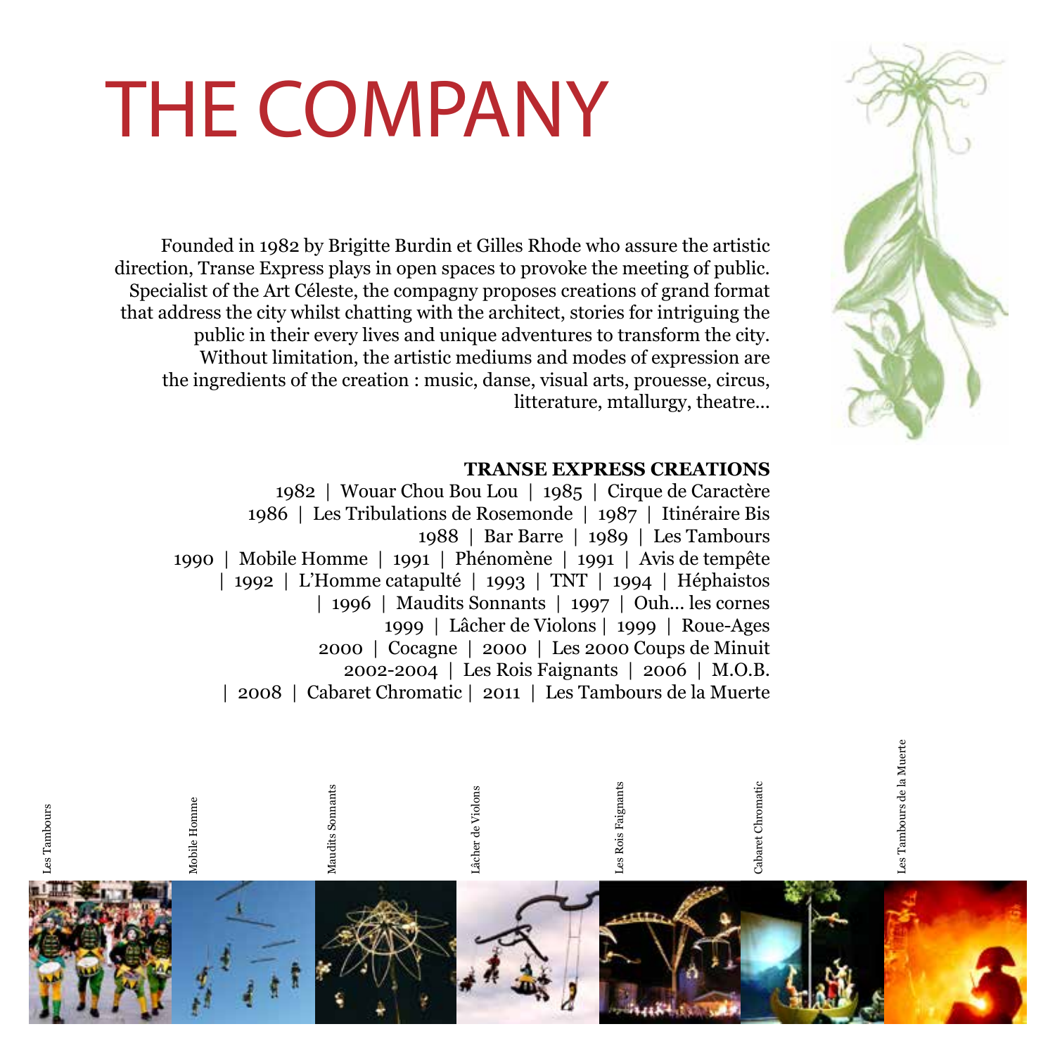# THE COMPANY

Founded in 1982 by Brigitte Burdin et Gilles Rhode who assure the artistic direction, Transe Express plays in open spaces to provoke the meeting of public. Specialist of the Art Céleste, the compagny proposes creations of grand format that address the city whilst chatting with the architect, stories for intriguing the public in their every lives and unique adventures to transform the city. Without limitation, the artistic mediums and modes of expression are the ingredients of the creation : music, danse, visual arts, prouesse, circus, litterature, mtallurgy, theatre...

**TRANSE EXPRESS CREATIONS**

1982 | Wouar Chou Bou Lou | 1985 | Cirque de Caractère
1986 | Les Tribulations de Rosemonde | 1987 | Itinéraire Bis
1988 | Bar Barre | 1989 | Les Tambours
1990 | Mobile Homme | 1991 | Phénomène | 1991 | Avis de tempête
| 1992 | L'Homme catapulté | 1993 | TNT | 1994 | Héphaistos
| 1996 | Maudits Sonnants | 1997 | Ouh... les cornes
1999 | Lâcher de Violons | 1999 | Roue-Ages
2000 | Cocagne | 2000 | Les 2000 Coups de Minuit
2002-2004 | Les Rois Faignants | 2006 | M.O.B.
| 2008 | Cabaret Chromatic | 2011 | Les Tambours de la Muerte

Les Tambours

Mobile Homme

Maudits Sonnants

Lâcher de Violons

Les Rois Faignants

Cabaret Chromatic

Les Tambours de la Muerte